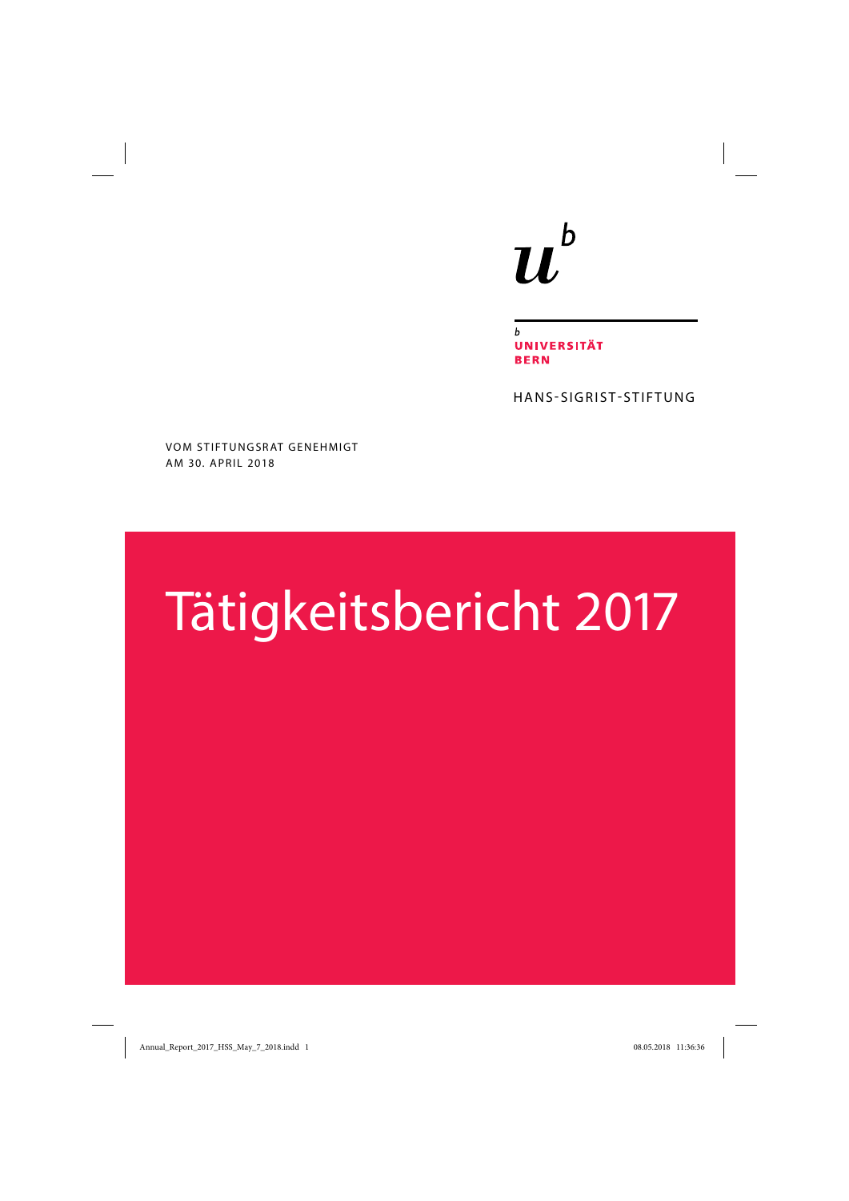UNIVERSITÄT BERN

HANS-SIGRIST-STIFTUNG

VOM STIFTUNGSRAT GENEHMIGT
AM 30. APRIL 2018

# Tätigkeitsbericht 2017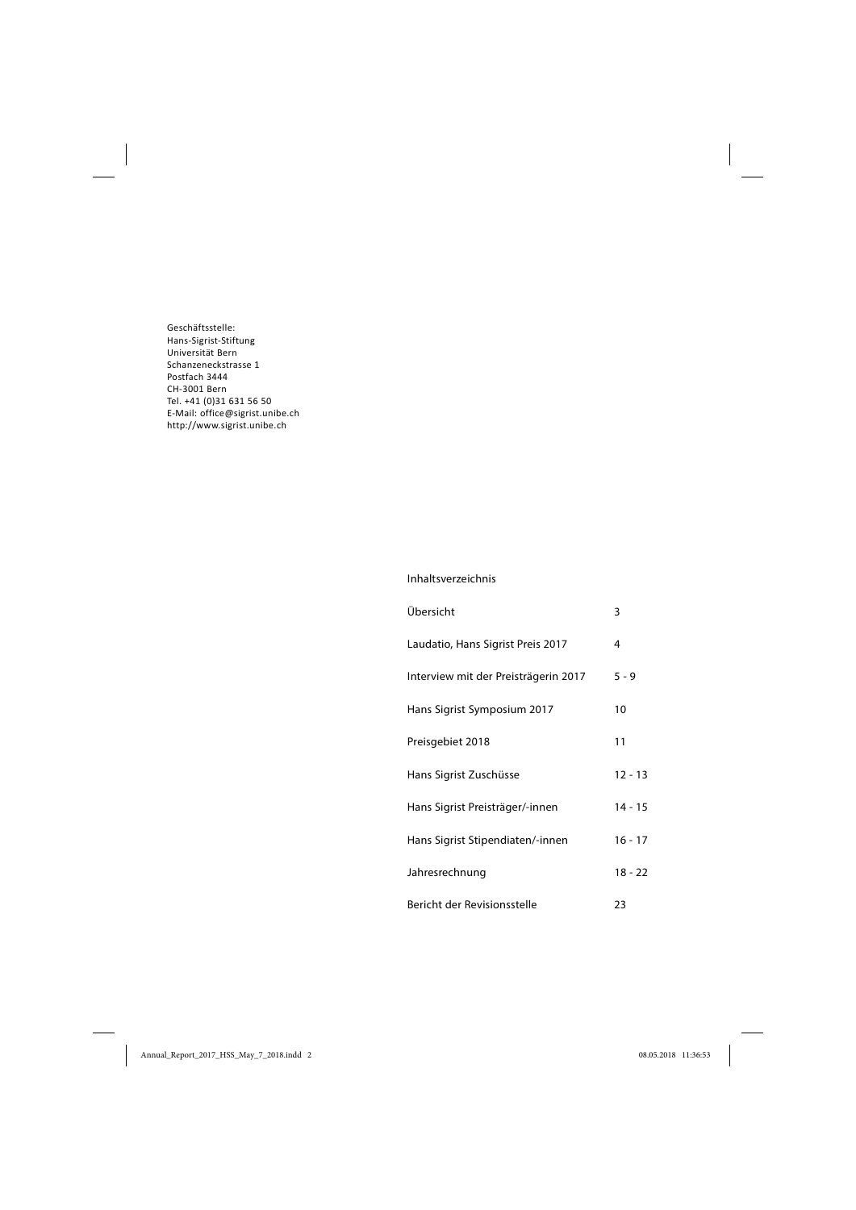Geschäftsstelle:
Hans-Sigrist-Stiftung
Universität Bern
Schanzeneckstrasse 1
Postfach 3444
CH-3001 Bern
Tel. +41 (0)31 631 56 50
E-Mail: office@sigrist.unibe.ch
http://www.sigrist.unibe.ch

## Inhaltsverzeichnis

| | |
|---|---|
| Übersicht | 3 |
| Laudatio, Hans Sigrist Preis 2017 | 4 |
| Interview mit der Preisträgerin 2017 | 5 - 9 |
| Hans Sigrist Symposium 2017 | 10 |
| Preisgebiet 2018 | 11 |
| Hans Sigrist Zuschüsse | 12 - 13 |
| Hans Sigrist Preisträger/-innen | 14 - 15 |
| Hans Sigrist Stipendiaten/-innen | 16 - 17 |
| Jahresrechnung | 18 - 22 |
| Bericht der Revisionsstelle | 23 |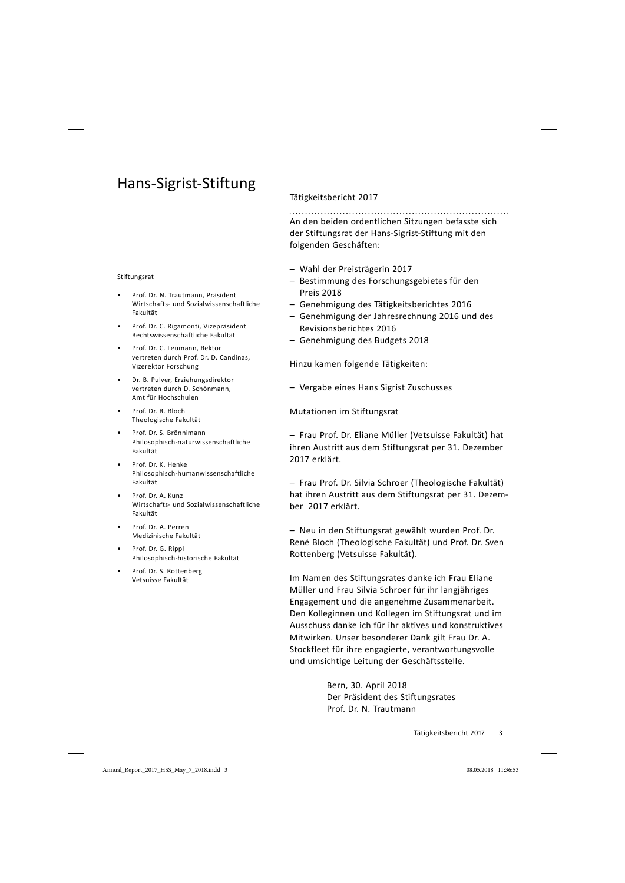# Hans-Sigrist-Stiftung

Stiftungsrat

- Prof. Dr. N. Trautmann, Präsident
  Wirtschafts- und Sozialwissenschaftliche Fakultät
- Prof. Dr. C. Rigamonti, Vizepräsident
  Rechtswissenschaftliche Fakultät
- Prof. Dr. C. Leumann, Rektor
  vertreten durch Prof. Dr. D. Candinas, Vizerektor Forschung
- Dr. B. Pulver, Erziehungsdirektor
  vertreten durch D. Schönmann, Amt für Hochschulen
- Prof. Dr. R. Bloch
  Theologische Fakultät
- Prof. Dr. S. Brönnimann
  Philosophisch-naturwissenschaftliche Fakultät
- Prof. Dr. K. Henke
  Philosophisch-humanwissenschaftliche Fakultät
- Prof. Dr. A. Kunz
  Wirtschafts- und Sozialwissenschaftliche Fakultät
- Prof. Dr. A. Perren
  Medizinische Fakultät
- Prof. Dr. G. Rippl
  Philosophisch-historische Fakultät
- Prof. Dr. S. Rottenberg
  Vetsuisse Fakultät

## Tätigkeitsbericht 2017

An den beiden ordentlichen Sitzungen befasste sich der Stiftungsrat der Hans-Sigrist-Stiftung mit den folgenden Geschäften:

- Wahl der Preisträgerin 2017
- Bestimmung des Forschungsgebietes für den Preis 2018
- Genehmigung des Tätigkeitsberichtes 2016
- Genehmigung der Jahresrechnung 2016 und des Revisionsberichtes 2016
- Genehmigung des Budgets 2018

Hinzu kamen folgende Tätigkeiten:

- Vergabe eines Hans Sigrist Zuschusses

Mutationen im Stiftungsrat

– Frau Prof. Dr. Eliane Müller (Vetsuisse Fakultät) hat ihren Austritt aus dem Stiftungsrat per 31. Dezember 2017 erklärt.

– Frau Prof. Dr. Silvia Schroer (Theologische Fakultät) hat ihren Austritt aus dem Stiftungsrat per 31. Dezember 2017 erklärt.

– Neu in den Stiftungsrat gewählt wurden Prof. Dr. René Bloch (Theologische Fakultät) und Prof. Dr. Sven Rottenberg (Vetsuisse Fakultät).

Im Namen des Stiftungsrates danke ich Frau Eliane Müller und Frau Silvia Schroer für ihr langjähriges Engagement und die angenehme Zusammenarbeit. Den Kolleginnen und Kollegen im Stiftungsrat und im Ausschuss danke ich für ihr aktives und konstruktives Mitwirken. Unser besonderer Dank gilt Frau Dr. A. Stockfleet für ihre engagierte, verantwortungsvolle und umsichtige Leitung der Geschäftsstelle.

Bern, 30. April 2018
Der Präsident des Stiftungsrates
Prof. Dr. N. Trautmann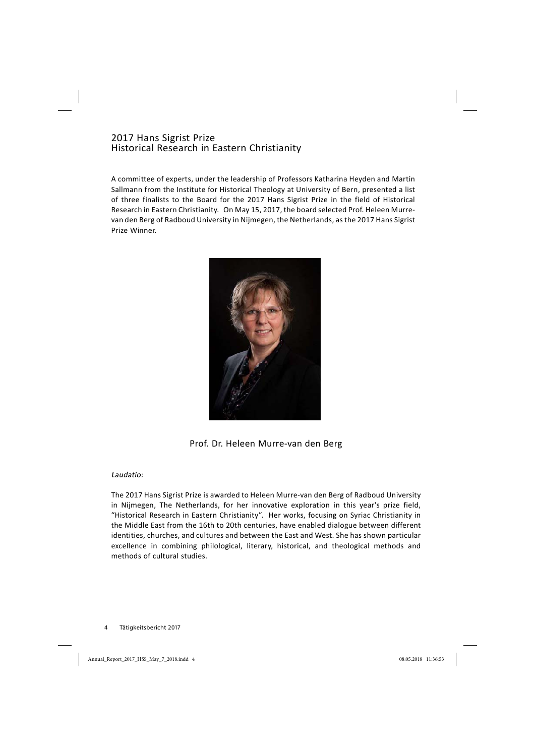## 2017 Hans Sigrist Prize
## Historical Research in Eastern Christianity

A committee of experts, under the leadership of Professors Katharina Heyden and Martin Sallmann from the Institute for Historical Theology at University of Bern, presented a list of three finalists to the Board for the 2017 Hans Sigrist Prize in the field of Historical Research in Eastern Christianity. On May 15, 2017, the board selected Prof. Heleen Murre-van den Berg of Radboud University in Nijmegen, the Netherlands, as the 2017 Hans Sigrist Prize Winner.

Prof. Dr. Heleen Murre-van den Berg

*Laudatio:*

The 2017 Hans Sigrist Prize is awarded to Heleen Murre-van den Berg of Radboud University in Nijmegen, The Netherlands, for her innovative exploration in this year's prize field, "Historical Research in Eastern Christianity". Her works, focusing on Syriac Christianity in the Middle East from the 16th to 20th centuries, have enabled dialogue between different identities, churches, and cultures and between the East and West. She has shown particular excellence in combining philological, literary, historical, and theological methods and methods of cultural studies.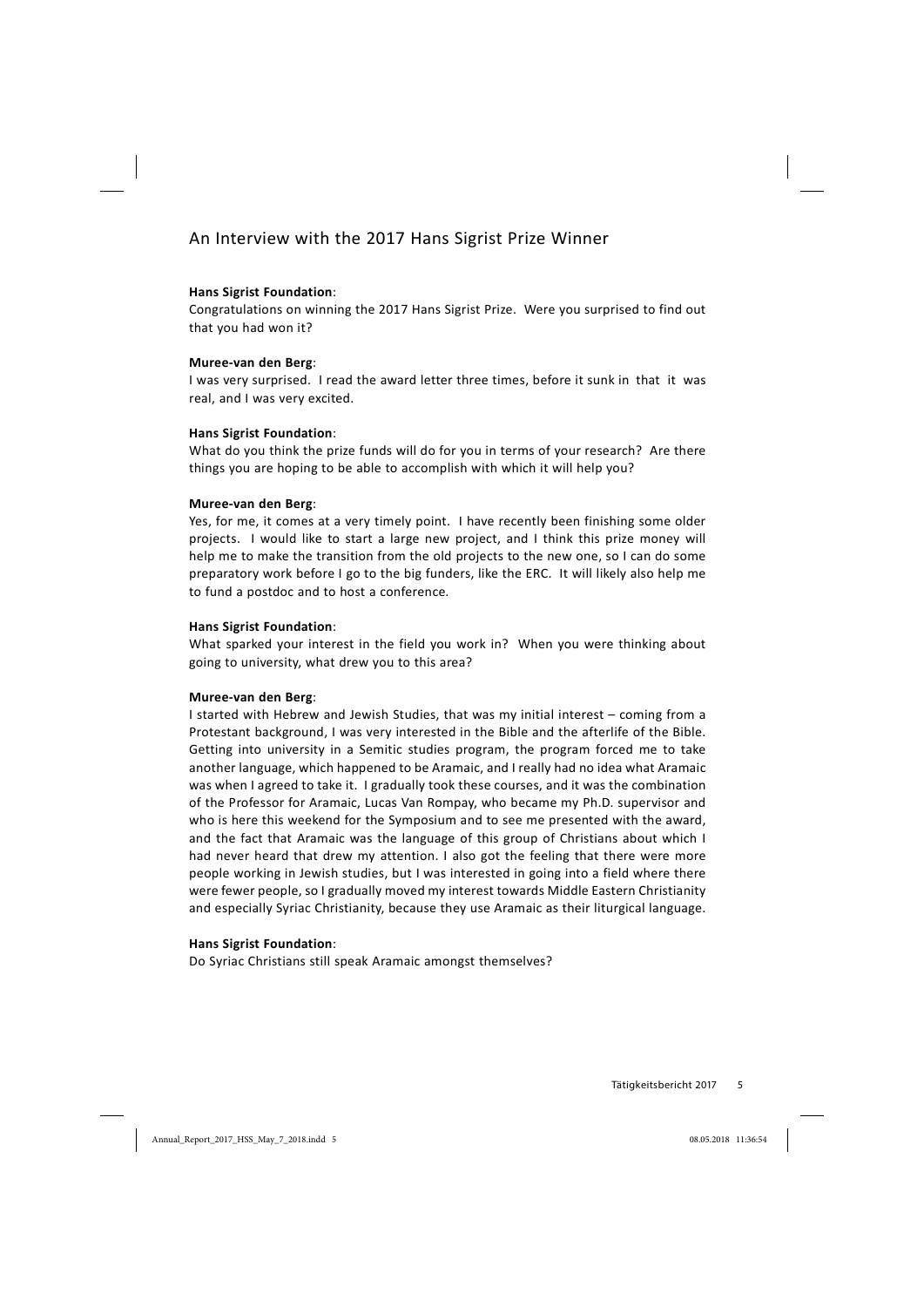# An Interview with the 2017 Hans Sigrist Prize Winner

**Hans Sigrist Foundation**:
Congratulations on winning the 2017 Hans Sigrist Prize. Were you surprised to find out that you had won it?

**Muree-van den Berg**:
I was very surprised. I read the award letter three times, before it sunk in that it was real, and I was very excited.

**Hans Sigrist Foundation**:
What do you think the prize funds will do for you in terms of your research? Are there things you are hoping to be able to accomplish with which it will help you?

**Muree-van den Berg**:
Yes, for me, it comes at a very timely point. I have recently been finishing some older projects. I would like to start a large new project, and I think this prize money will help me to make the transition from the old projects to the new one, so I can do some preparatory work before I go to the big funders, like the ERC. It will likely also help me to fund a postdoc and to host a conference.

**Hans Sigrist Foundation**:
What sparked your interest in the field you work in? When you were thinking about going to university, what drew you to this area?

**Muree-van den Berg**:
I started with Hebrew and Jewish Studies, that was my initial interest – coming from a Protestant background, I was very interested in the Bible and the afterlife of the Bible. Getting into university in a Semitic studies program, the program forced me to take another language, which happened to be Aramaic, and I really had no idea what Aramaic was when I agreed to take it. I gradually took these courses, and it was the combination of the Professor for Aramaic, Lucas Van Rompay, who became my Ph.D. supervisor and who is here this weekend for the Symposium and to see me presented with the award, and the fact that Aramaic was the language of this group of Christians about which I had never heard that drew my attention. I also got the feeling that there were more people working in Jewish studies, but I was interested in going into a field where there were fewer people, so I gradually moved my interest towards Middle Eastern Christianity and especially Syriac Christianity, because they use Aramaic as their liturgical language.

**Hans Sigrist Foundation**:
Do Syriac Christians still speak Aramaic amongst themselves?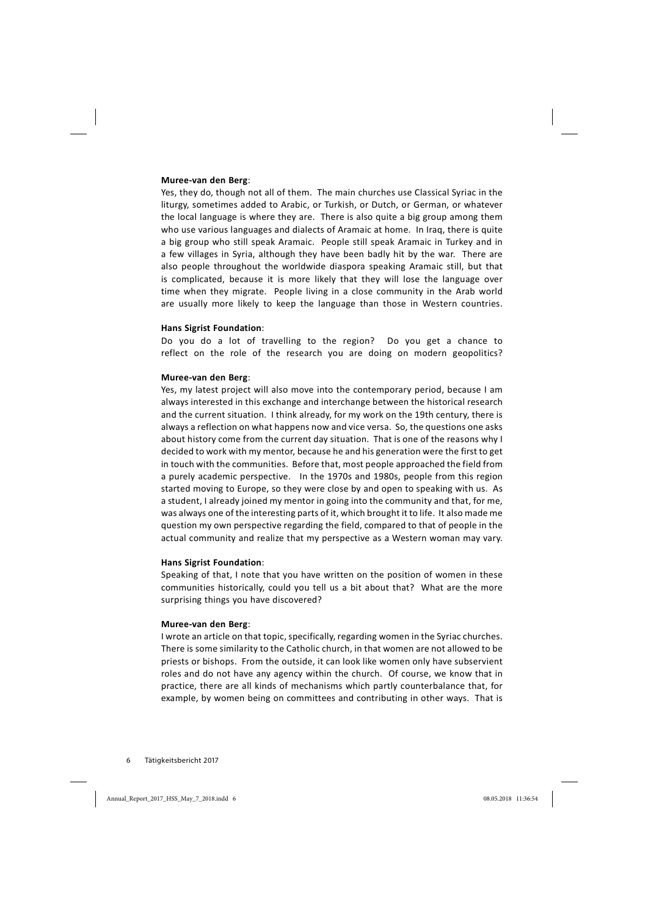**Muree-van den Berg**:

Yes, they do, though not all of them. The main churches use Classical Syriac in the liturgy, sometimes added to Arabic, or Turkish, or Dutch, or German, or whatever the local language is where they are. There is also quite a big group among them who use various languages and dialects of Aramaic at home. In Iraq, there is quite a big group who still speak Aramaic. People still speak Aramaic in Turkey and in a few villages in Syria, although they have been badly hit by the war. There are also people throughout the worldwide diaspora speaking Aramaic still, but that is complicated, because it is more likely that they will lose the language over time when they migrate. People living in a close community in the Arab world are usually more likely to keep the language than those in Western countries.

**Hans Sigrist Foundation**:

Do you do a lot of travelling to the region? Do you get a chance to reflect on the role of the research you are doing on modern geopolitics?

**Muree-van den Berg**:

Yes, my latest project will also move into the contemporary period, because I am always interested in this exchange and interchange between the historical research and the current situation. I think already, for my work on the 19th century, there is always a reflection on what happens now and vice versa. So, the questions one asks about history come from the current day situation. That is one of the reasons why I decided to work with my mentor, because he and his generation were the first to get in touch with the communities. Before that, most people approached the field from a purely academic perspective. In the 1970s and 1980s, people from this region started moving to Europe, so they were close by and open to speaking with us. As a student, I already joined my mentor in going into the community and that, for me, was always one of the interesting parts of it, which brought it to life. It also made me question my own perspective regarding the field, compared to that of people in the actual community and realize that my perspective as a Western woman may vary.

**Hans Sigrist Foundation**:

Speaking of that, I note that you have written on the position of women in these communities historically, could you tell us a bit about that? What are the more surprising things you have discovered?

**Muree-van den Berg**:

I wrote an article on that topic, specifically, regarding women in the Syriac churches. There is some similarity to the Catholic church, in that women are not allowed to be priests or bishops. From the outside, it can look like women only have subservient roles and do not have any agency within the church. Of course, we know that in practice, there are all kinds of mechanisms which partly counterbalance that, for example, by women being on committees and contributing in other ways. That is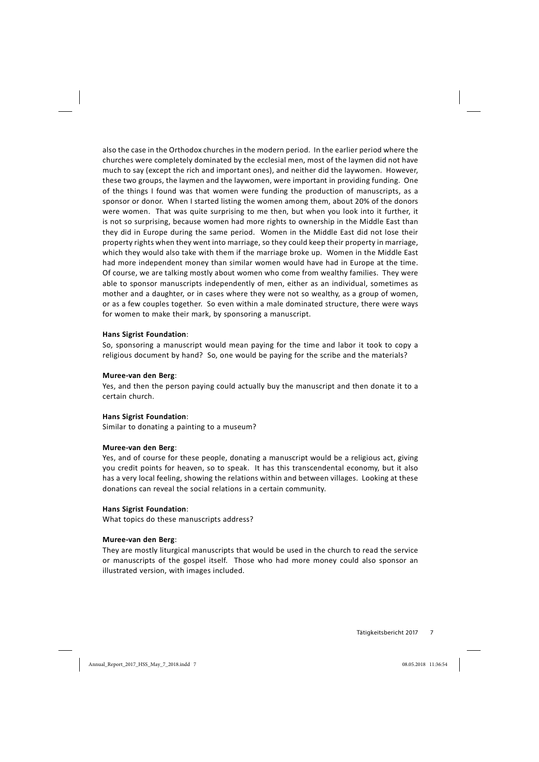also the case in the Orthodox churches in the modern period. In the earlier period where the churches were completely dominated by the ecclesial men, most of the laymen did not have much to say (except the rich and important ones), and neither did the laywomen. However, these two groups, the laymen and the laywomen, were important in providing funding. One of the things I found was that women were funding the production of manuscripts, as a sponsor or donor. When I started listing the women among them, about 20% of the donors were women. That was quite surprising to me then, but when you look into it further, it is not so surprising, because women had more rights to ownership in the Middle East than they did in Europe during the same period. Women in the Middle East did not lose their property rights when they went into marriage, so they could keep their property in marriage, which they would also take with them if the marriage broke up. Women in the Middle East had more independent money than similar women would have had in Europe at the time. Of course, we are talking mostly about women who come from wealthy families. They were able to sponsor manuscripts independently of men, either as an individual, sometimes as mother and a daughter, or in cases where they were not so wealthy, as a group of women, or as a few couples together. So even within a male dominated structure, there were ways for women to make their mark, by sponsoring a manuscript.

**Hans Sigrist Foundation**:
So, sponsoring a manuscript would mean paying for the time and labor it took to copy a religious document by hand? So, one would be paying for the scribe and the materials?

**Muree-van den Berg**:
Yes, and then the person paying could actually buy the manuscript and then donate it to a certain church.

**Hans Sigrist Foundation**:
Similar to donating a painting to a museum?

**Muree-van den Berg**:
Yes, and of course for these people, donating a manuscript would be a religious act, giving you credit points for heaven, so to speak. It has this transcendental economy, but it also has a very local feeling, showing the relations within and between villages. Looking at these donations can reveal the social relations in a certain community.

**Hans Sigrist Foundation**:
What topics do these manuscripts address?

**Muree-van den Berg**:
They are mostly liturgical manuscripts that would be used in the church to read the service or manuscripts of the gospel itself. Those who had more money could also sponsor an illustrated version, with images included.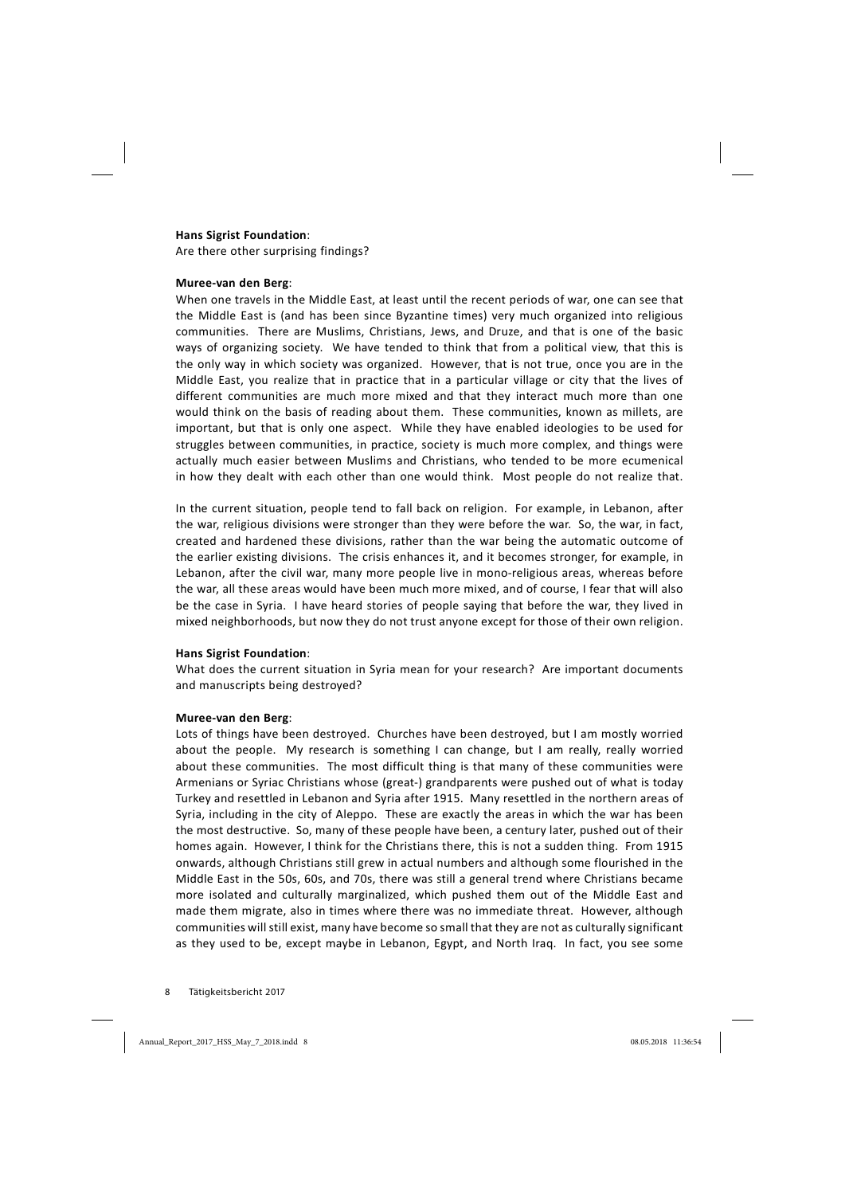**Hans Sigrist Foundation**:
Are there other surprising findings?

**Muree-van den Berg**:
When one travels in the Middle East, at least until the recent periods of war, one can see that the Middle East is (and has been since Byzantine times) very much organized into religious communities. There are Muslims, Christians, Jews, and Druze, and that is one of the basic ways of organizing society. We have tended to think that from a political view, that this is the only way in which society was organized. However, that is not true, once you are in the Middle East, you realize that in practice that in a particular village or city that the lives of different communities are much more mixed and that they interact much more than one would think on the basis of reading about them. These communities, known as millets, are important, but that is only one aspect. While they have enabled ideologies to be used for struggles between communities, in practice, society is much more complex, and things were actually much easier between Muslims and Christians, who tended to be more ecumenical in how they dealt with each other than one would think. Most people do not realize that.

In the current situation, people tend to fall back on religion. For example, in Lebanon, after the war, religious divisions were stronger than they were before the war. So, the war, in fact, created and hardened these divisions, rather than the war being the automatic outcome of the earlier existing divisions. The crisis enhances it, and it becomes stronger, for example, in Lebanon, after the civil war, many more people live in mono-religious areas, whereas before the war, all these areas would have been much more mixed, and of course, I fear that will also be the case in Syria. I have heard stories of people saying that before the war, they lived in mixed neighborhoods, but now they do not trust anyone except for those of their own religion.

**Hans Sigrist Foundation**:
What does the current situation in Syria mean for your research? Are important documents and manuscripts being destroyed?

**Muree-van den Berg**:
Lots of things have been destroyed. Churches have been destroyed, but I am mostly worried about the people. My research is something I can change, but I am really, really worried about these communities. The most difficult thing is that many of these communities were Armenians or Syriac Christians whose (great-) grandparents were pushed out of what is today Turkey and resettled in Lebanon and Syria after 1915. Many resettled in the northern areas of Syria, including in the city of Aleppo. These are exactly the areas in which the war has been the most destructive. So, many of these people have been, a century later, pushed out of their homes again. However, I think for the Christians there, this is not a sudden thing. From 1915 onwards, although Christians still grew in actual numbers and although some flourished in the Middle East in the 50s, 60s, and 70s, there was still a general trend where Christians became more isolated and culturally marginalized, which pushed them out of the Middle East and made them migrate, also in times where there was no immediate threat. However, although communities will still exist, many have become so small that they are not as culturally significant as they used to be, except maybe in Lebanon, Egypt, and North Iraq. In fact, you see some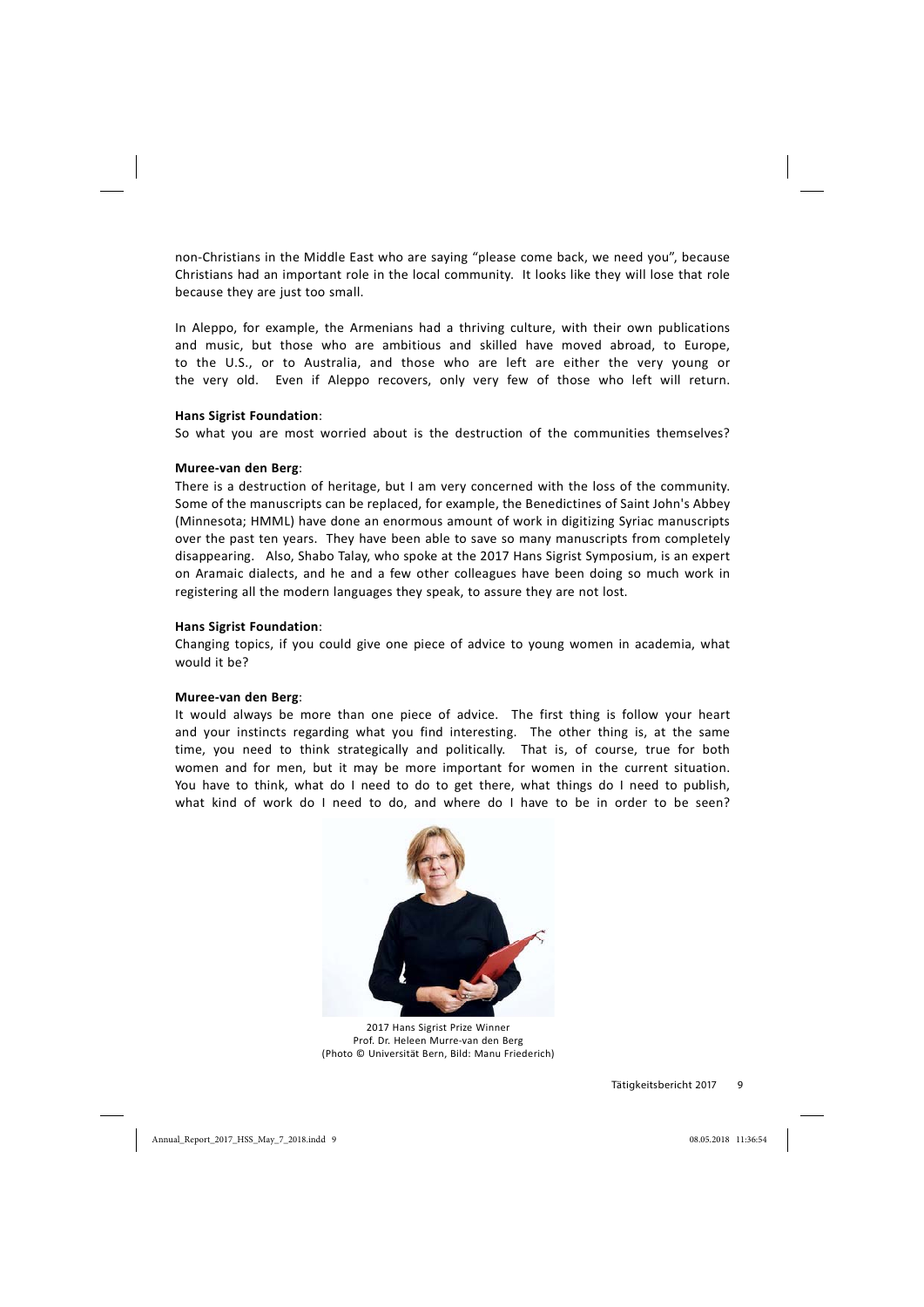non-Christians in the Middle East who are saying “please come back, we need you”, because Christians had an important role in the local community. It looks like they will lose that role because they are just too small.

In Aleppo, for example, the Armenians had a thriving culture, with their own publications and music, but those who are ambitious and skilled have moved abroad, to Europe, to the U.S., or to Australia, and those who are left are either the very young or the very old. Even if Aleppo recovers, only very few of those who left will return.

**Hans Sigrist Foundation**:
So what you are most worried about is the destruction of the communities themselves?

**Muree-van den Berg**:
There is a destruction of heritage, but I am very concerned with the loss of the community. Some of the manuscripts can be replaced, for example, the Benedictines of Saint John's Abbey (Minnesota; HMML) have done an enormous amount of work in digitizing Syriac manuscripts over the past ten years. They have been able to save so many manuscripts from completely disappearing. Also, Shabo Talay, who spoke at the 2017 Hans Sigrist Symposium, is an expert on Aramaic dialects, and he and a few other colleagues have been doing so much work in registering all the modern languages they speak, to assure they are not lost.

**Hans Sigrist Foundation**:
Changing topics, if you could give one piece of advice to young women in academia, what would it be?

**Muree-van den Berg**:
It would always be more than one piece of advice. The first thing is follow your heart and your instincts regarding what you find interesting. The other thing is, at the same time, you need to think strategically and politically. That is, of course, true for both women and for men, but it may be more important for women in the current situation. You have to think, what do I need to do to get there, what things do I need to publish, what kind of work do I need to do, and where do I have to be in order to be seen?

2017 Hans Sigrist Prize Winner
Prof. Dr. Heleen Murre-van den Berg
(Photo © Universität Bern, Bild: Manu Friederich)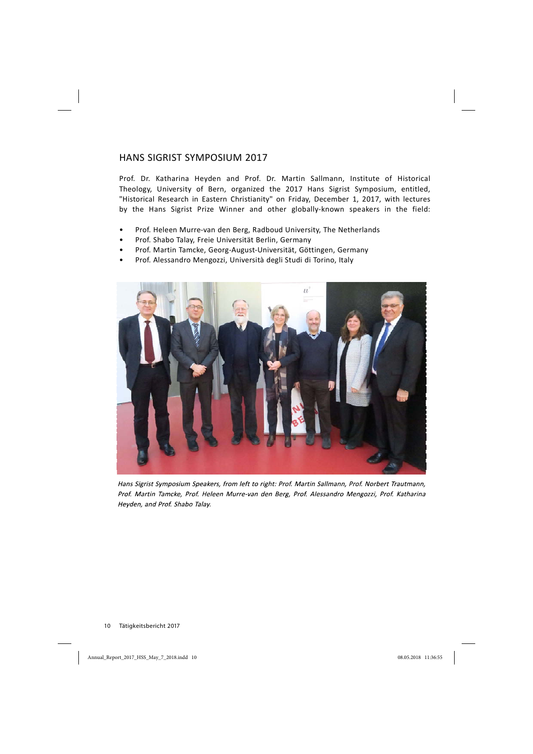## HANS SIGRIST SYMPOSIUM 2017

Prof. Dr. Katharina Heyden and Prof. Dr. Martin Sallmann, Institute of Historical Theology, University of Bern, organized the 2017 Hans Sigrist Symposium, entitled, "Historical Research in Eastern Christianity" on Friday, December 1, 2017, with lectures by the Hans Sigrist Prize Winner and other globally-known speakers in the field:

- Prof. Heleen Murre-van den Berg, Radboud University, The Netherlands
- Prof. Shabo Talay, Freie Universität Berlin, Germany
- Prof. Martin Tamcke, Georg-August-Universität, Göttingen, Germany
- Prof. Alessandro Mengozzi, Università degli Studi di Torino, Italy

*Hans Sigrist Symposium Speakers, from left to right: Prof. Martin Sallmann, Prof. Norbert Trautmann, Prof. Martin Tamcke, Prof. Heleen Murre-van den Berg, Prof. Alessandro Mengozzi, Prof. Katharina Heyden, and Prof. Shabo Talay.*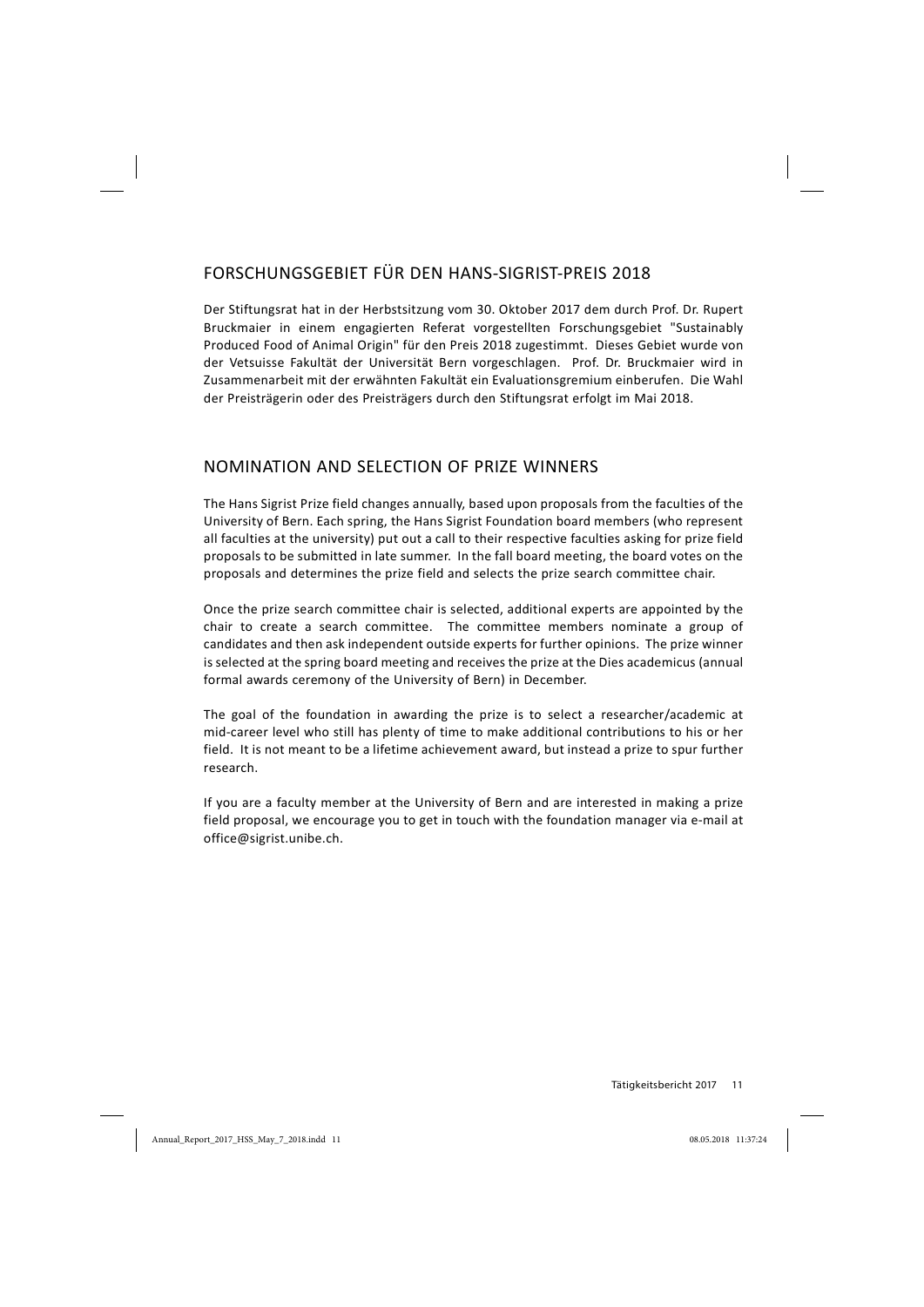## FORSCHUNGSGEBIET FÜR DEN HANS-SIGRIST-PREIS 2018

Der Stiftungsrat hat in der Herbstsitzung vom 30. Oktober 2017 dem durch Prof. Dr. Rupert Bruckmaier in einem engagierten Referat vorgestellten Forschungsgebiet "Sustainably Produced Food of Animal Origin" für den Preis 2018 zugestimmt. Dieses Gebiet wurde von der Vetsuisse Fakultät der Universität Bern vorgeschlagen. Prof. Dr. Bruckmaier wird in Zusammenarbeit mit der erwähnten Fakultät ein Evaluationsgremium einberufen. Die Wahl der Preisträgerin oder des Preisträgers durch den Stiftungsrat erfolgt im Mai 2018.

## NOMINATION AND SELECTION OF PRIZE WINNERS

The Hans Sigrist Prize field changes annually, based upon proposals from the faculties of the University of Bern. Each spring, the Hans Sigrist Foundation board members (who represent all faculties at the university) put out a call to their respective faculties asking for prize field proposals to be submitted in late summer. In the fall board meeting, the board votes on the proposals and determines the prize field and selects the prize search committee chair.

Once the prize search committee chair is selected, additional experts are appointed by the chair to create a search committee. The committee members nominate a group of candidates and then ask independent outside experts for further opinions. The prize winner is selected at the spring board meeting and receives the prize at the Dies academicus (annual formal awards ceremony of the University of Bern) in December.

The goal of the foundation in awarding the prize is to select a researcher/academic at mid-career level who still has plenty of time to make additional contributions to his or her field. It is not meant to be a lifetime achievement award, but instead a prize to spur further research.

If you are a faculty member at the University of Bern and are interested in making a prize field proposal, we encourage you to get in touch with the foundation manager via e-mail at office@sigrist.unibe.ch.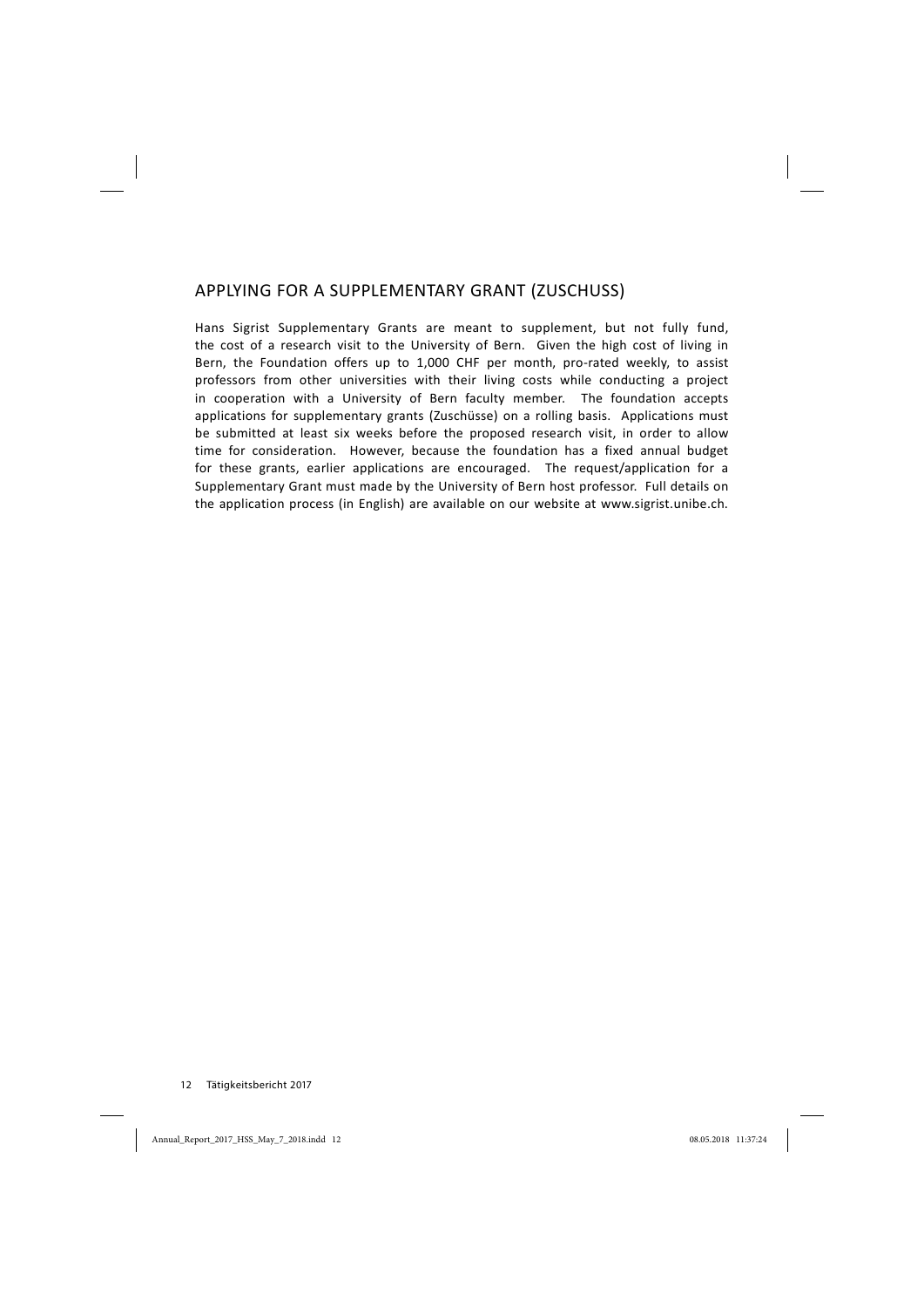## APPLYING FOR A SUPPLEMENTARY GRANT (ZUSCHUSS)

Hans Sigrist Supplementary Grants are meant to supplement, but not fully fund, the cost of a research visit to the University of Bern. Given the high cost of living in Bern, the Foundation offers up to 1,000 CHF per month, pro-rated weekly, to assist professors from other universities with their living costs while conducting a project in cooperation with a University of Bern faculty member. The foundation accepts applications for supplementary grants (Zuschüsse) on a rolling basis. Applications must be submitted at least six weeks before the proposed research visit, in order to allow time for consideration. However, because the foundation has a fixed annual budget for these grants, earlier applications are encouraged. The request/application for a Supplementary Grant must made by the University of Bern host professor. Full details on the application process (in English) are available on our website at www.sigrist.unibe.ch.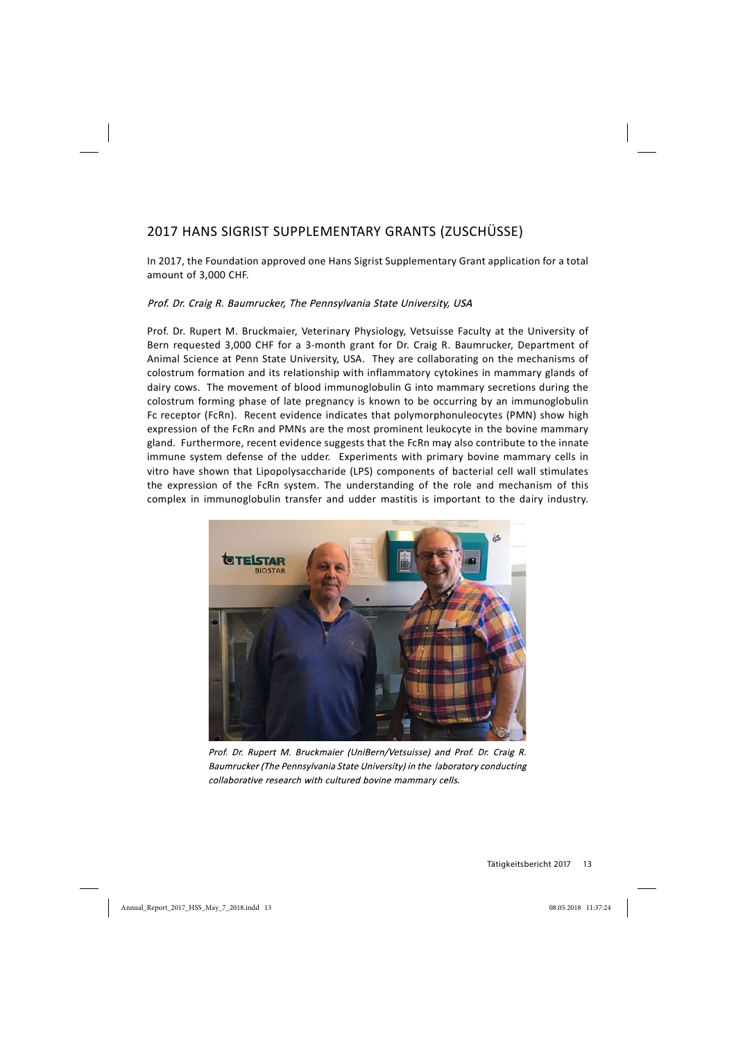## 2017 HANS SIGRIST SUPPLEMENTARY GRANTS (ZUSCHÜSSE)

In 2017, the Foundation approved one Hans Sigrist Supplementary Grant application for a total amount of 3,000 CHF.

*Prof. Dr. Craig R. Baumrucker, The Pennsylvania State University, USA*

Prof. Dr. Rupert M. Bruckmaier, Veterinary Physiology, Vetsuisse Faculty at the University of Bern requested 3,000 CHF for a 3-month grant for Dr. Craig R. Baumrucker, Department of Animal Science at Penn State University, USA. They are collaborating on the mechanisms of colostrum formation and its relationship with inflammatory cytokines in mammary glands of dairy cows. The movement of blood immunoglobulin G into mammary secretions during the colostrum forming phase of late pregnancy is known to be occurring by an immunoglobulin Fc receptor (FcRn). Recent evidence indicates that polymorphonuleocytes (PMN) show high expression of the FcRn and PMNs are the most prominent leukocyte in the bovine mammary gland. Furthermore, recent evidence suggests that the FcRn may also contribute to the innate immune system defense of the udder. Experiments with primary bovine mammary cells in vitro have shown that Lipopolysaccharide (LPS) components of bacterial cell wall stimulates the expression of the FcRn system. The understanding of the role and mechanism of this complex in immunoglobulin transfer and udder mastitis is important to the dairy industry.

*Prof. Dr. Rupert M. Bruckmaier (UniBern/Vetsuisse) and Prof. Dr. Craig R. Baumrucker (The Pennsylvania State University) in the laboratory conducting collaborative research with cultured bovine mammary cells.*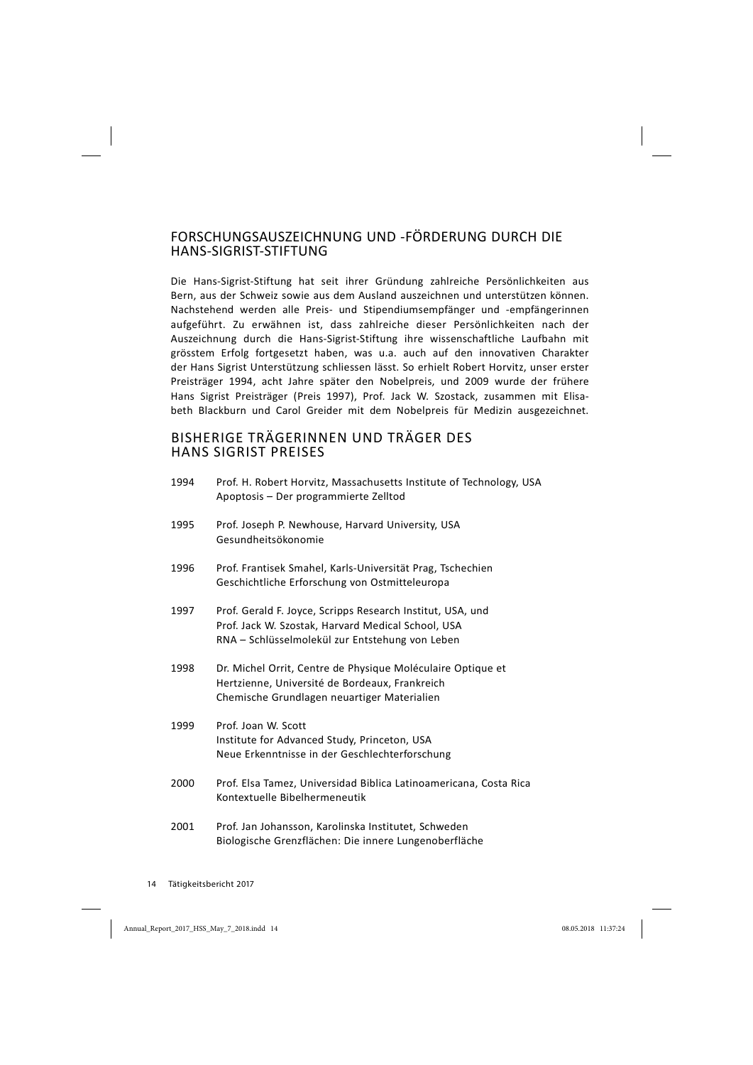## FORSCHUNGSAUSZEICHNUNG UND -FÖRDERUNG DURCH DIE HANS-SIGRIST-STIFTUNG

Die Hans-Sigrist-Stiftung hat seit ihrer Gründung zahlreiche Persönlichkeiten aus Bern, aus der Schweiz sowie aus dem Ausland auszeichnen und unterstützen können. Nachstehend werden alle Preis- und Stipendiumsempfänger und -empfängerinnen aufgeführt. Zu erwähnen ist, dass zahlreiche dieser Persönlichkeiten nach der Auszeichnung durch die Hans-Sigrist-Stiftung ihre wissenschaftliche Laufbahn mit grösstem Erfolg fortgesetzt haben, was u.a. auch auf den innovativen Charakter der Hans Sigrist Unterstützung schliessen lässt. So erhielt Robert Horvitz, unser erster Preisträger 1994, acht Jahre später den Nobelpreis, und 2009 wurde der frühere Hans Sigrist Preisträger (Preis 1997), Prof. Jack W. Szostack, zusammen mit Elisabeth Blackburn und Carol Greider mit dem Nobelpreis für Medizin ausgezeichnet.

## BISHERIGE TRÄGERINNEN UND TRÄGER DES HANS SIGRIST PREISES

1994 Prof. H. Robert Horvitz, Massachusetts Institute of Technology, USA
Apoptosis – Der programmierte Zelltod

1995 Prof. Joseph P. Newhouse, Harvard University, USA
Gesundheitsökonomie

1996 Prof. Frantisek Smahel, Karls-Universität Prag, Tschechien
Geschichtliche Erforschung von Ostmitteleuropa

1997 Prof. Gerald F. Joyce, Scripps Research Institut, USA, und
Prof. Jack W. Szostak, Harvard Medical School, USA
RNA – Schlüsselmolekül zur Entstehung von Leben

1998 Dr. Michel Orrit, Centre de Physique Moléculaire Optique et Hertzienne, Université de Bordeaux, Frankreich
Chemische Grundlagen neuartiger Materialien

1999 Prof. Joan W. Scott
Institute for Advanced Study, Princeton, USA
Neue Erkenntnisse in der Geschlechterforschung

2000 Prof. Elsa Tamez, Universidad Biblica Latinoamericana, Costa Rica
Kontextuelle Bibelhermeneutik

2001 Prof. Jan Johansson, Karolinska Institutet, Schweden
Biologische Grenzflächen: Die innere Lungenoberfläche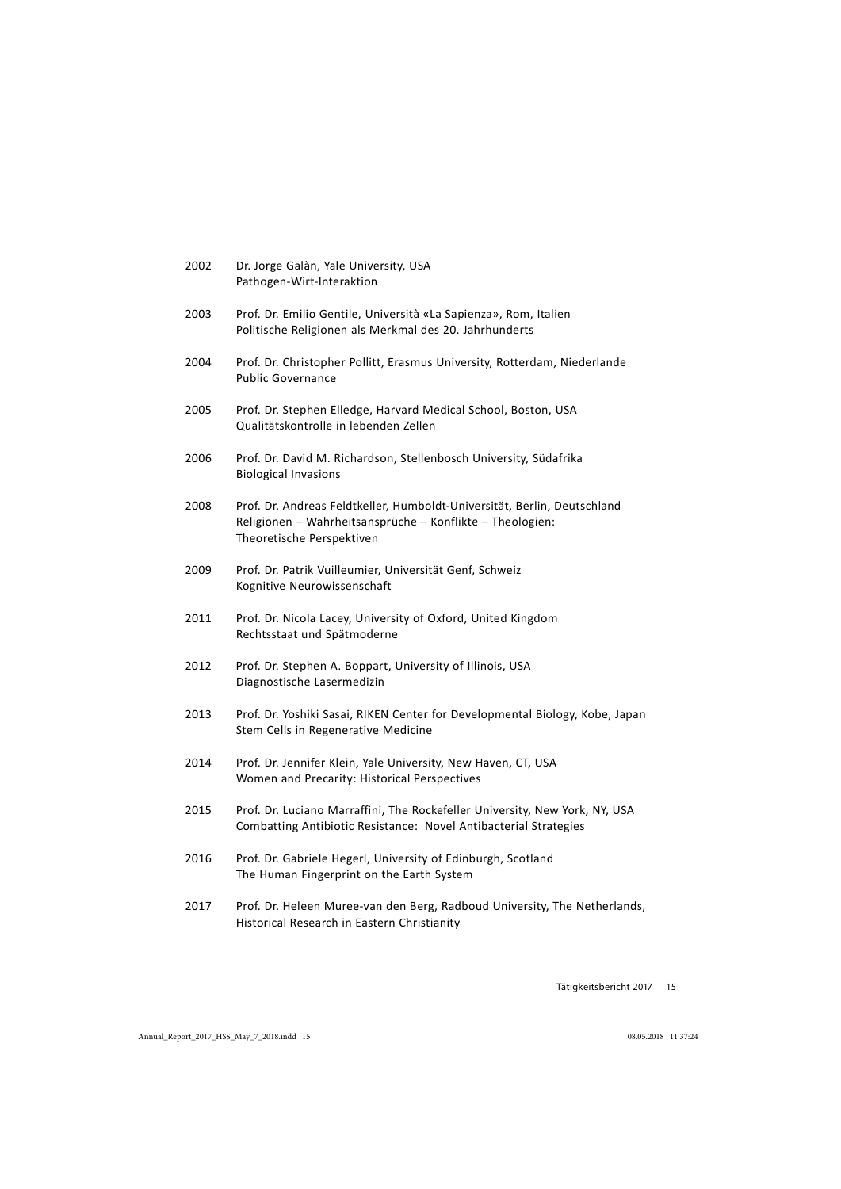2002 Dr. Jorge Galàn, Yale University, USA
Pathogen-Wirt-Interaktion

2003 Prof. Dr. Emilio Gentile, Università «La Sapienza», Rom, Italien
Politische Religionen als Merkmal des 20. Jahrhunderts

2004 Prof. Dr. Christopher Pollitt, Erasmus University, Rotterdam, Niederlande
Public Governance

2005 Prof. Dr. Stephen Elledge, Harvard Medical School, Boston, USA
Qualitätskontrolle in lebenden Zellen

2006 Prof. Dr. David M. Richardson, Stellenbosch University, Südafrika
Biological Invasions

2008 Prof. Dr. Andreas Feldtkeller, Humboldt-Universität, Berlin, Deutschland
Religionen – Wahrheitsansprüche – Konflikte – Theologien:
Theoretische Perspektiven

2009 Prof. Dr. Patrik Vuilleumier, Universität Genf, Schweiz
Kognitive Neurowissenschaft

2011 Prof. Dr. Nicola Lacey, University of Oxford, United Kingdom
Rechtsstaat und Spätmoderne

2012 Prof. Dr. Stephen A. Boppart, University of Illinois, USA
Diagnostische Lasermedizin

2013 Prof. Dr. Yoshiki Sasai, RIKEN Center for Developmental Biology, Kobe, Japan
Stem Cells in Regenerative Medicine

2014 Prof. Dr. Jennifer Klein, Yale University, New Haven, CT, USA
Women and Precarity: Historical Perspectives

2015 Prof. Dr. Luciano Marraffini, The Rockefeller University, New York, NY, USA
Combatting Antibiotic Resistance: Novel Antibacterial Strategies

2016 Prof. Dr. Gabriele Hegerl, University of Edinburgh, Scotland
The Human Fingerprint on the Earth System

2017 Prof. Dr. Heleen Muree-van den Berg, Radboud University, The Netherlands,
Historical Research in Eastern Christianity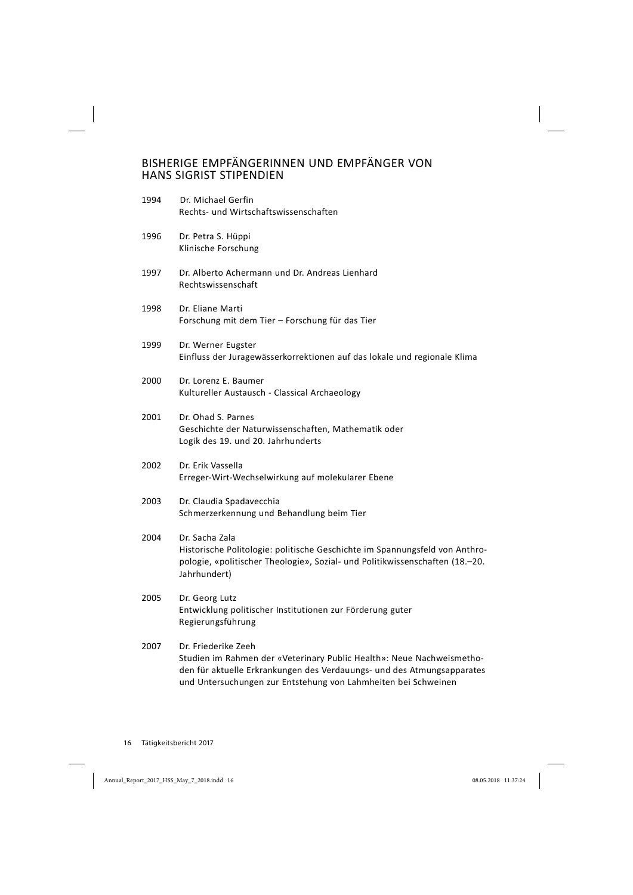## BISHERIGE EMPFÄNGERINNEN UND EMPFÄNGER VON HANS SIGRIST STIPENDIEN

1994 Dr. Michael Gerfin
Rechts- und Wirtschaftswissenschaften

1996 Dr. Petra S. Hüppi
Klinische Forschung

1997 Dr. Alberto Achermann und Dr. Andreas Lienhard
Rechtswissenschaft

1998 Dr. Eliane Marti
Forschung mit dem Tier – Forschung für das Tier

1999 Dr. Werner Eugster
Einfluss der Juragewässerkorrektionen auf das lokale und regionale Klima

2000 Dr. Lorenz E. Baumer
Kultureller Austausch - Classical Archaeology

2001 Dr. Ohad S. Parnes
Geschichte der Naturwissenschaften, Mathematik oder Logik des 19. und 20. Jahrhunderts

2002 Dr. Erik Vassella
Erreger-Wirt-Wechselwirkung auf molekularer Ebene

2003 Dr. Claudia Spadavecchia
Schmerzerkennung und Behandlung beim Tier

2004 Dr. Sacha Zala
Historische Politologie: politische Geschichte im Spannungsfeld von Anthropologie, «politischer Theologie», Sozial- und Politikwissenschaften (18.–20. Jahrhundert)

2005 Dr. Georg Lutz
Entwicklung politischer Institutionen zur Förderung guter Regierungsführung

2007 Dr. Friederike Zeeh
Studien im Rahmen der «Veterinary Public Health»: Neue Nachweismethoden für aktuelle Erkrankungen des Verdauungs- und des Atmungsapparates und Untersuchungen zur Entstehung von Lahmheiten bei Schweinen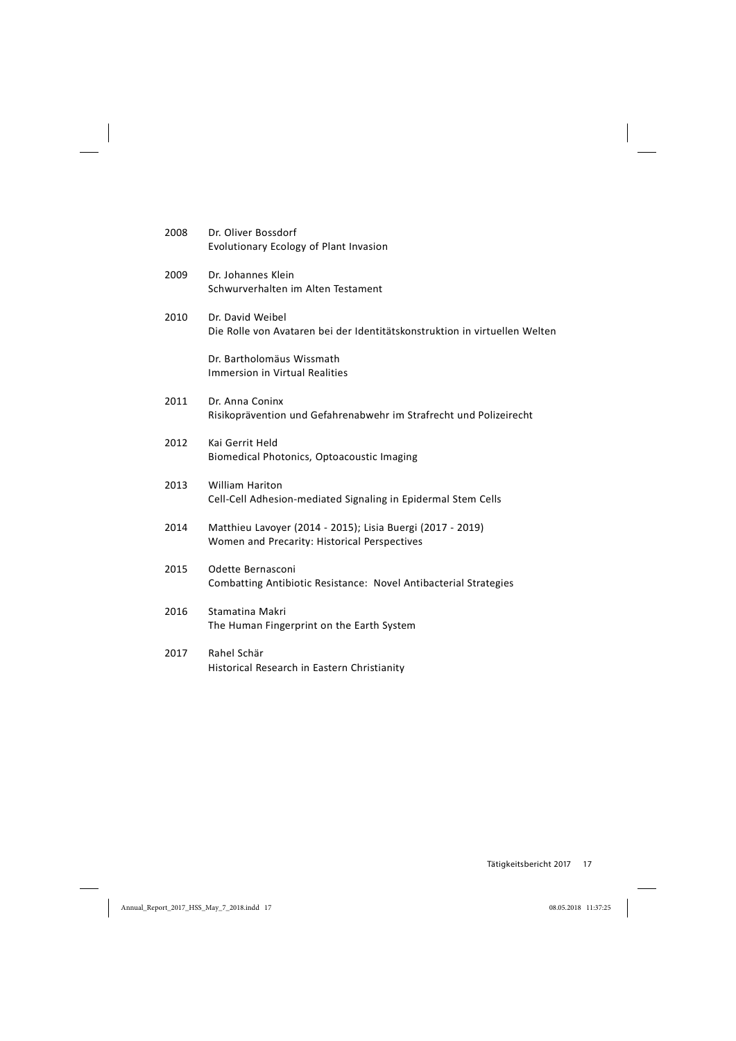| | | |
|---|---|---|
| 2008 | Dr. Oliver Bossdorf<br>Evolutionary Ecology of Plant Invasion |
| 2009 | Dr. Johannes Klein<br>Schwurverhalten im Alten Testament |
| 2010 | Dr. David Weibel<br>Die Rolle von Avataren bei der Identitätskonstruktion in virtuellen Welten |
| | Dr. Bartholomäus Wissmath<br>Immersion in Virtual Realities |
| 2011 | Dr. Anna Coninx<br>Risikoprävention und Gefahrenabwehr im Strafrecht und Polizeirecht |
| 2012 | Kai Gerrit Held<br>Biomedical Photonics, Optoacoustic Imaging |
| 2013 | William Hariton<br>Cell-Cell Adhesion-mediated Signaling in Epidermal Stem Cells |
| 2014 | Matthieu Lavoyer (2014 - 2015); Lisia Buergi (2017 - 2019)<br>Women and Precarity: Historical Perspectives |
| 2015 | Odette Bernasconi<br>Combatting Antibiotic Resistance: Novel Antibacterial Strategies |
| 2016 | Stamatina Makri<br>The Human Fingerprint on the Earth System |
| 2017 | Rahel Schär<br>Historical Research in Eastern Christianity |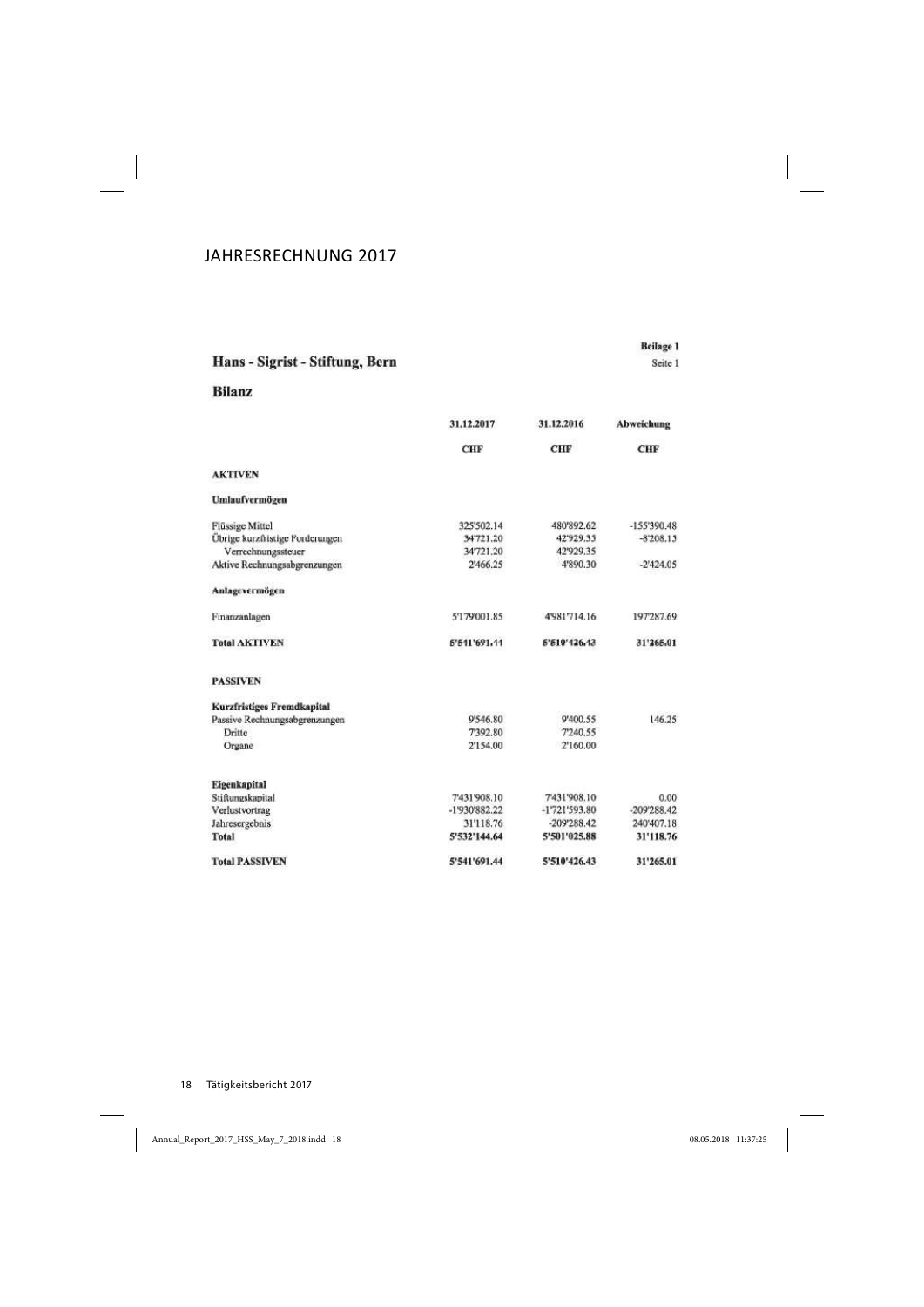# JAHRESRECHNUNG 2017

**Beilage 1**
Seite 1

## Hans - Sigrist - Stiftung, Bern

### Bilanz

| | 31.12.2017 | 31.12.2016 | Abweichung |
|---|---|---|---|
| | **CHF** | **CHF** | **CHF** |
| **AKTIVEN** | | | |
| **Umlaufvermögen** | | | |
| Flüssige Mittel | 325'502.14 | 480'892.62 | -155'390.48 |
| Übrige kurzfristige Forderungen | 34'721.20 | 42'929.33 | -8'208.13 |
| Verrechnungssteuer | 34'721.20 | 42'929.35 | |
| Aktive Rechnungsabgrenzungen | 2'466.25 | 4'890.30 | -2'424.05 |
| **Anlagevermögen** | | | |
| Finanzanlagen | 5'179'001.85 | 4'981'714.16 | 197'287.69 |
| **Total AKTIVEN** | **5'541'691.44** | **5'510'426.43** | **31'265.01** |
| **PASSIVEN** | | | |
| **Kurzfristiges Fremdkapital** | | | |
| Passive Rechnungsabgrenzungen | 9'546.80 | 9'400.55 | 146.25 |
| Dritte | 7'392.80 | 7'240.55 | |
| Organe | 2'154.00 | 2'160.00 | |
| **Eigenkapital** | | | |
| Stiftungskapital | 7'431'908.10 | 7'431'908.10 | 0.00 |
| Verlustvortrag | -1'930'882.22 | -1'721'593.80 | -209'288.42 |
| Jahresergebnis | 31'118.76 | -209'288.42 | 240'407.18 |
| **Total** | **5'532'144.64** | **5'501'025.88** | **31'118.76** |
| **Total PASSIVEN** | **5'541'691.44** | **5'510'426.43** | **31'265.01** |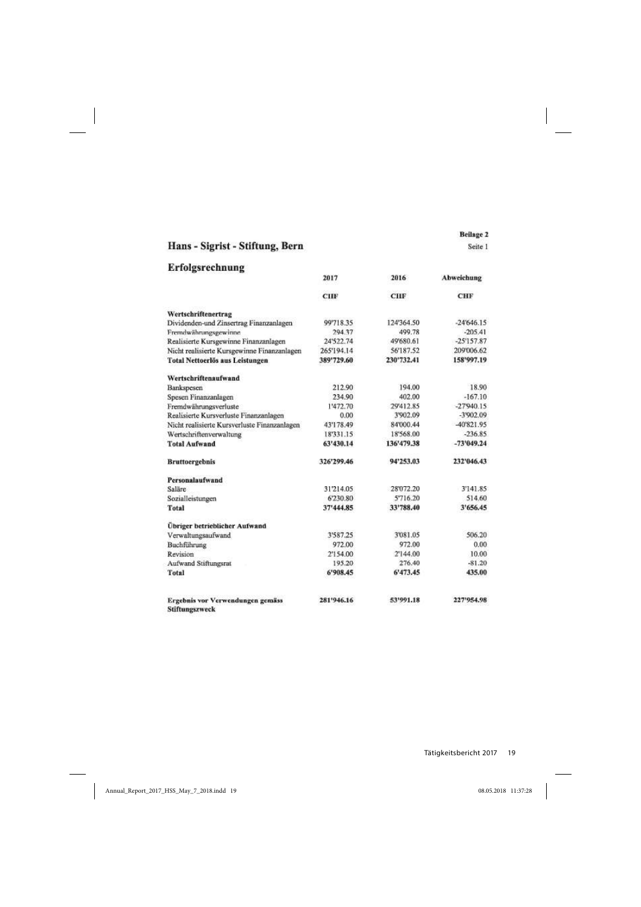Beilage 2

Seite 1

# Hans - Sigrist - Stiftung, Bern

## Erfolgsrechnung

| | 2017 | 2016 | Abweichung |
|---|---|---|---|
| | CHF | CHF | CHF |
| **Wertschriftenertrag** | | | |
| Dividenden-und Zinsertrag Finanzanlagen | 99'718.35 | 124'364.50 | -24'646.15 |
| Fremdwährungsgewinne | 294.37 | 499.78 | -205.41 |
| Realisierte Kursgewinne Finanzanlagen | 24'522.74 | 49'680.61 | -25'157.87 |
| Nicht realisierte Kursgewinne Finanzanlagen | 265'194.14 | 56'187.52 | 209'006.62 |
| **Total Nettoerlös aus Leistungen** | **389'729.60** | **230'732.41** | **158'997.19** |
| **Wertschriftenaufwand** | | | |
| Bankspesen | 212.90 | 194.00 | 18.90 |
| Spesen Finanzanlagen | 234.90 | 402.00 | -167.10 |
| Fremdwährungsverluste | 1'472.70 | 29'412.85 | -27'940.15 |
| Realisierte Kursverluste Finanzanlagen | 0.00 | 3'902.09 | -3'902.09 |
| Nicht realisierte Kursverluste Finanzanlagen | 43'178.49 | 84'000.44 | -40'821.95 |
| Wertschriftenverwaltung | 18'331.15 | 18'568.00 | -236.85 |
| **Total Aufwand** | **63'430.14** | **136'479.38** | **-73'049.24** |
| **Bruttoergebnis** | **326'299.46** | **94'253.03** | **232'046.43** |
| **Personalaufwand** | | | |
| Saläre | 31'214.05 | 28'072.20 | 3'141.85 |
| Sozialleistungen | 6'230.80 | 5'716.20 | 514.60 |
| **Total** | **37'444.85** | **33'788.40** | **3'656.45** |
| **Übriger betrieblicher Aufwand** | | | |
| Verwaltungsaufwand | 3'587.25 | 3'081.05 | 506.20 |
| Buchführung | 972.00 | 972.00 | 0.00 |
| Revision | 2'154.00 | 2'144.00 | 10.00 |
| Aufwand Stiftungsrat | 195.20 | 276.40 | -81.20 |
| **Total** | **6'908.45** | **6'473.45** | **435.00** |
| **Ergebnis vor Verwendungen gemäss Stiftungszweck** | **281'946.16** | **53'991.18** | **227'954.98** |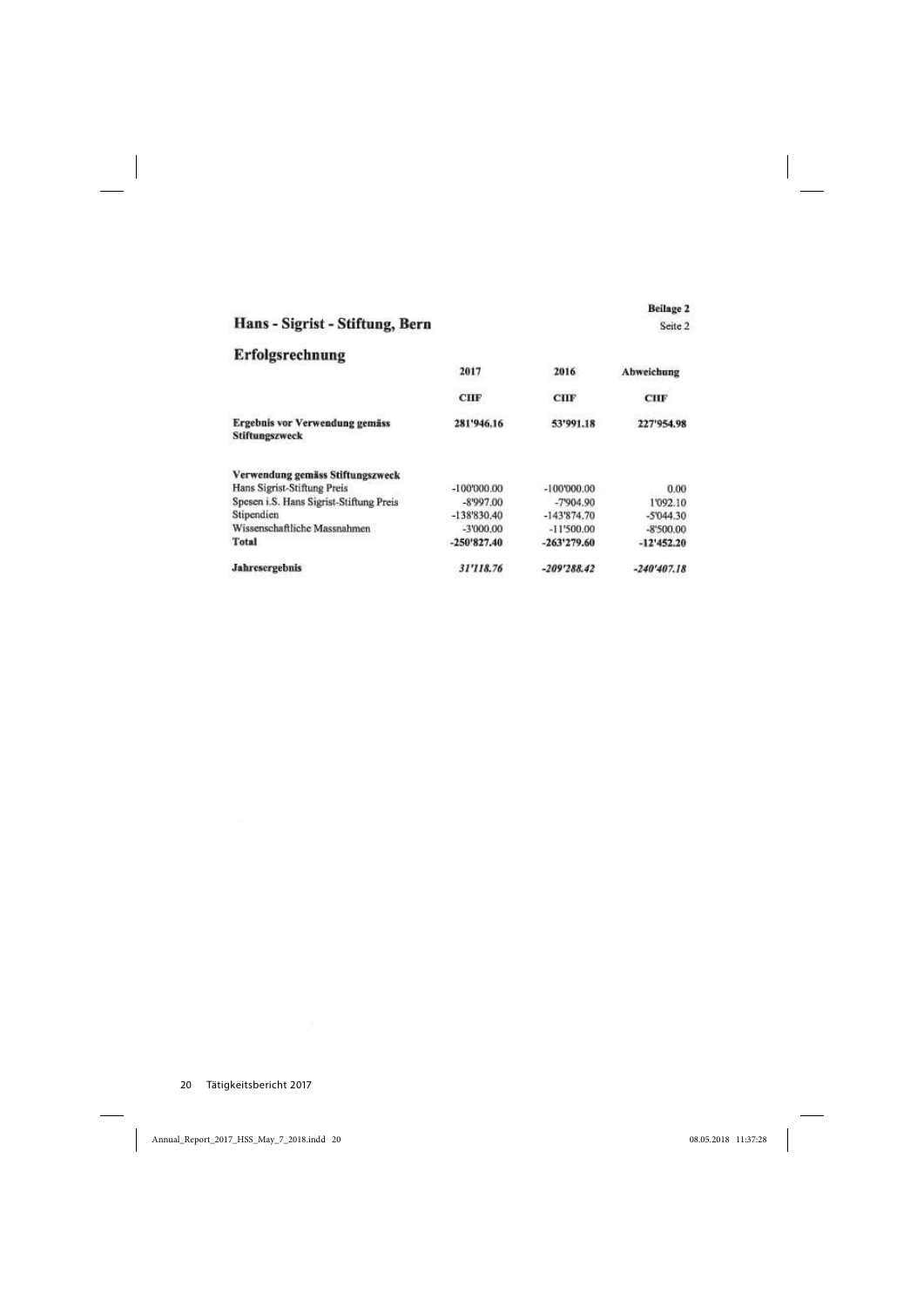Beilage 2
Seite 2

# Hans - Sigrist - Stiftung, Bern

## Erfolgsrechnung

| | 2017 | 2016 | Abweichung |
|---|---|---|---|
| | CHF | CHF | CHF |
| **Ergebnis vor Verwendung gemäss Stiftungszweck** | **281'946.16** | **53'991.18** | **227'954.98** |
| **Verwendung gemäss Stiftungszweck** | | | |
| Hans Sigrist-Stiftung Preis | -100'000.00 | -100'000.00 | 0.00 |
| Spesen i.S. Hans Sigrist-Stiftung Preis | -8'997.00 | -7'904.90 | 1'092.10 |
| Stipendien | -138'830.40 | -143'874.70 | -5'044.30 |
| Wissenschaftliche Massnahmen | -3'000.00 | -11'500.00 | -8'500.00 |
| **Total** | **-250'827.40** | **-263'279.60** | **-12'452.20** |
| **Jahresergebnis** | ***31'118.76*** | ***-209'288.42*** | ***-240'407.18*** |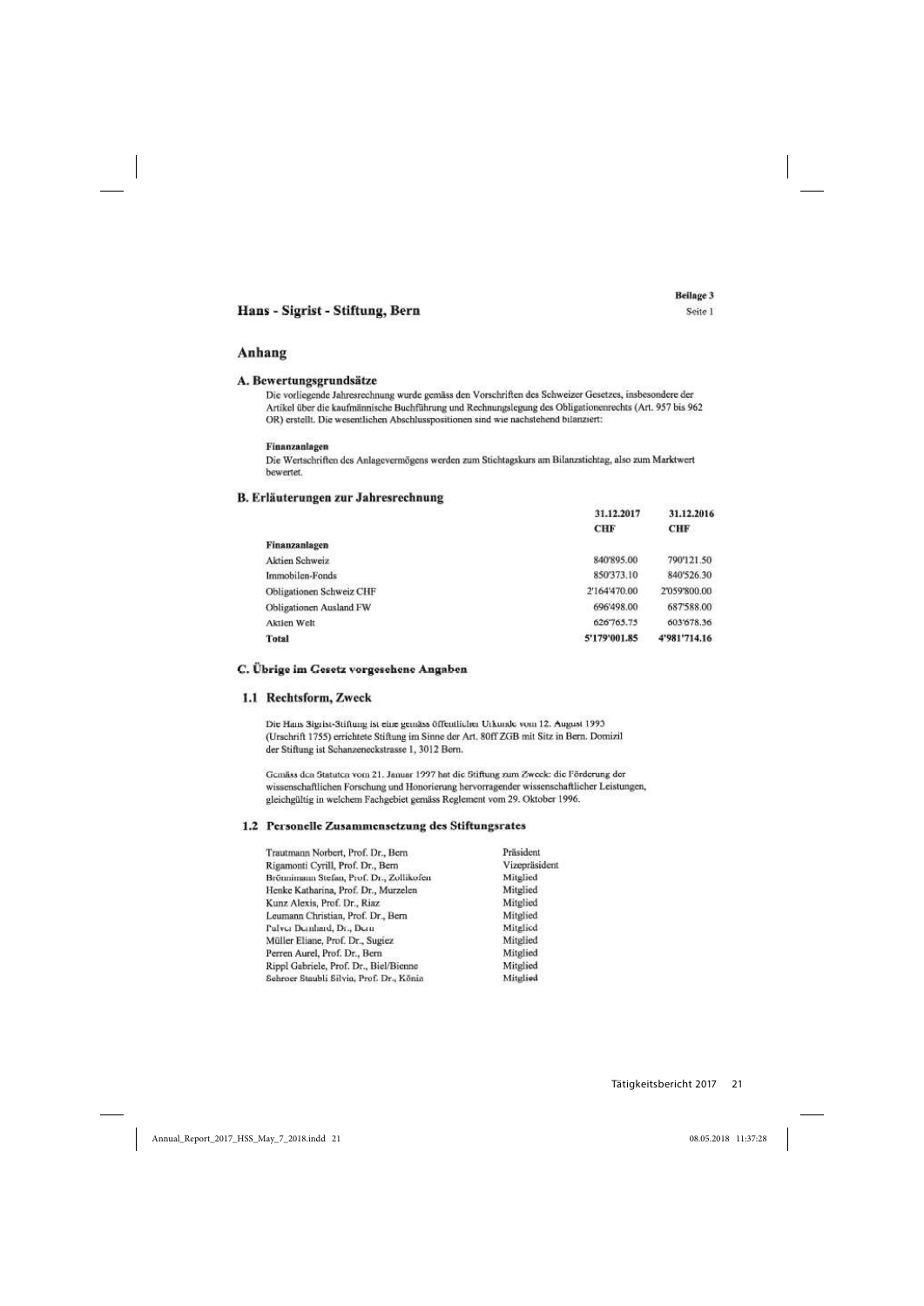Beilage 3
Seite 1

# Hans - Sigrist - Stiftung, Bern

## Anhang

### A. Bewertungsgrundsätze

Die vorliegende Jahresrechnung wurde gemäss den Vorschriften des Schweizer Gesetzes, insbesondere der Artikel über die kaufmännische Buchführung und Rechnungslegung des Obligationenrechts (Art. 957 bis 962 OR) erstellt. Die wesentlichen Abschlusspositionen sind wie nachstehend bilanziert:

**Finanzanlagen**

Die Wertschriften des Anlagevermögens werden zum Stichtagskurs am Bilanzstichtag, also zum Marktwert bewertet.

### B. Erläuterungen zur Jahresrechnung

| | 31.12.2017<br>CHF | 31.12.2016<br>CHF |
|---|---|---|
| **Finanzanlagen** | | |
| Aktien Schweiz | 840'895.00 | 790'121.50 |
| Immobilen-Fonds | 850'373.10 | 840'526.30 |
| Obligationen Schweiz CHF | 2'164'470.00 | 2'059'800.00 |
| Obligationen Ausland FW | 696'498.00 | 687'588.00 |
| Aktien Welt | 626'765.75 | 603'678.36 |
| **Total** | **5'179'001.85** | **4'981'714.16** |

### C. Übrige im Gesetz vorgesehene Angaben

#### 1.1 Rechtsform, Zweck

Die Hans Sigrist-Stiftung ist eine gemäss öffentlicher Urkunde vom 12. August 1993 (Urschrift 1755) errichtete Stiftung im Sinne der Art. 80ff ZGB mit Sitz in Bern. Domizil der Stiftung ist Schanzeneckstrasse 1, 3012 Bern.

Gemäss den Statuten vom 21. Januar 1997 hat die Stiftung zum Zweck: die Förderung der wissenschaftlichen Forschung und Honorierung hervorragender wissenschaftlicher Leistungen, gleichgültig in welchem Fachgebiet gemäss Reglement vom 29. Oktober 1996.

#### 1.2 Personelle Zusammensetzung des Stiftungsrates

| | |
|---|---|
| Trautmann Norbert, Prof. Dr., Bern | Präsident |
| Rigamonti Cyrill, Prof. Dr., Bern | Vizepräsident |
| Brönnimann Stefan, Prof. Dr., Zollikofen | Mitglied |
| Henke Katharina, Prof. Dr., Murzelen | Mitglied |
| Kunz Alexis, Prof. Dr., Riaz | Mitglied |
| Leumann Christian, Prof. Dr., Bern | Mitglied |
| Pulver Bernhard, Dr., Bern | Mitglied |
| Müller Eliane, Prof. Dr., Sugiez | Mitglied |
| Perren Aurel, Prof. Dr., Bern | Mitglied |
| Rippl Gabriele, Prof. Dr., Biel/Bienne | Mitglied |
| Schroer Staubli Silvia, Prof. Dr., Köniz | Mitglied |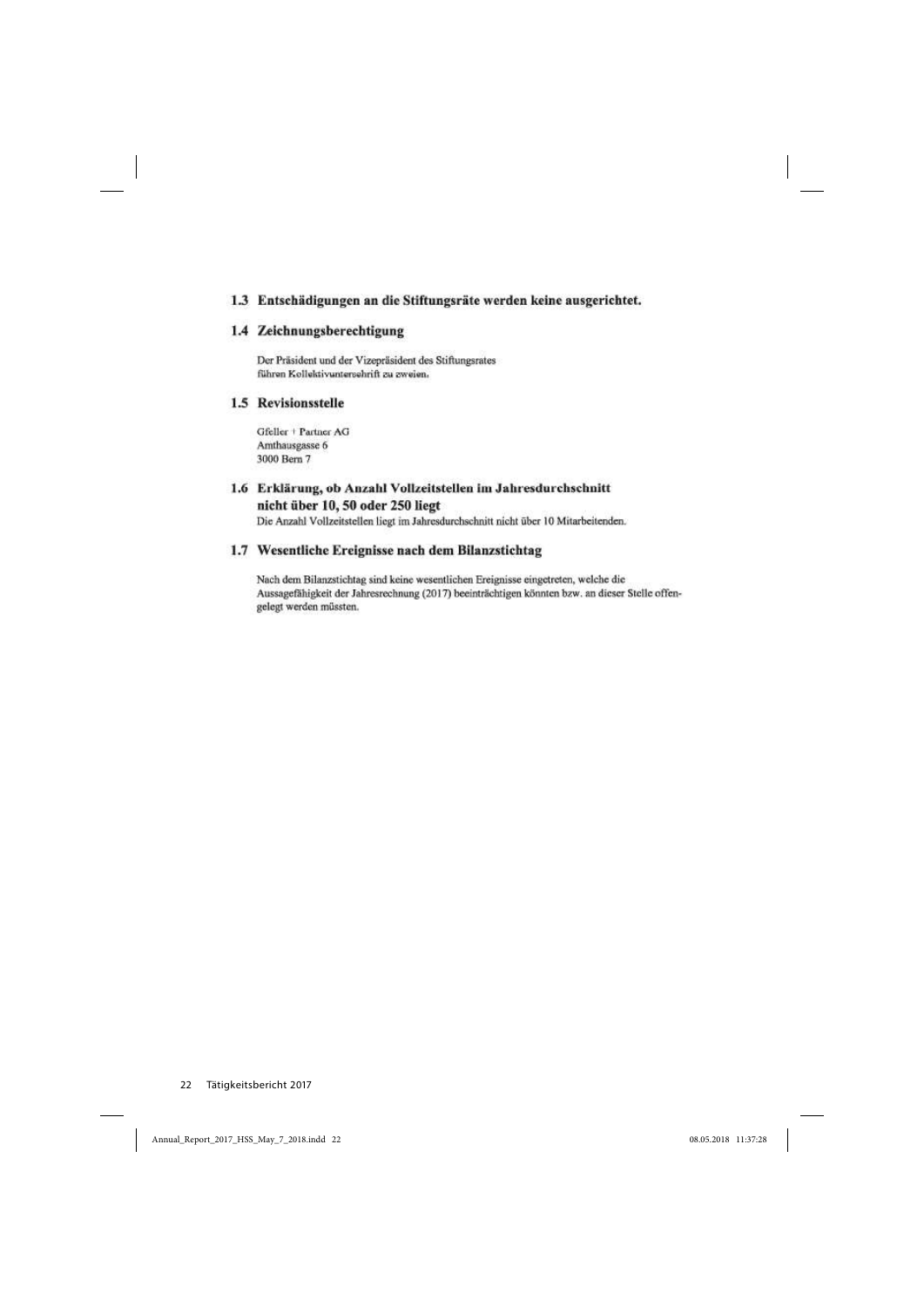### 1.3 Entschädigungen an die Stiftungsräte werden keine ausgerichtet.

### 1.4 Zeichnungsberechtigung

Der Präsident und der Vizepräsident des Stiftungsrates führen Kollektivunterschrift zu zweien.

### 1.5 Revisionsstelle

Gfeller + Partner AG
Amthausgasse 6
3000 Bern 7

### 1.6 Erklärung, ob Anzahl Vollzeitstellen im Jahresdurchschnitt nicht über 10, 50 oder 250 liegt

Die Anzahl Vollzeitstellen liegt im Jahresdurchschnitt nicht über 10 Mitarbeitenden.

### 1.7 Wesentliche Ereignisse nach dem Bilanzstichtag

Nach dem Bilanzstichtag sind keine wesentlichen Ereignisse eingetreten, welche die Aussagefähigkeit der Jahresrechnung (2017) beeinträchtigen könnten bzw. an dieser Stelle offengelegt werden müssten.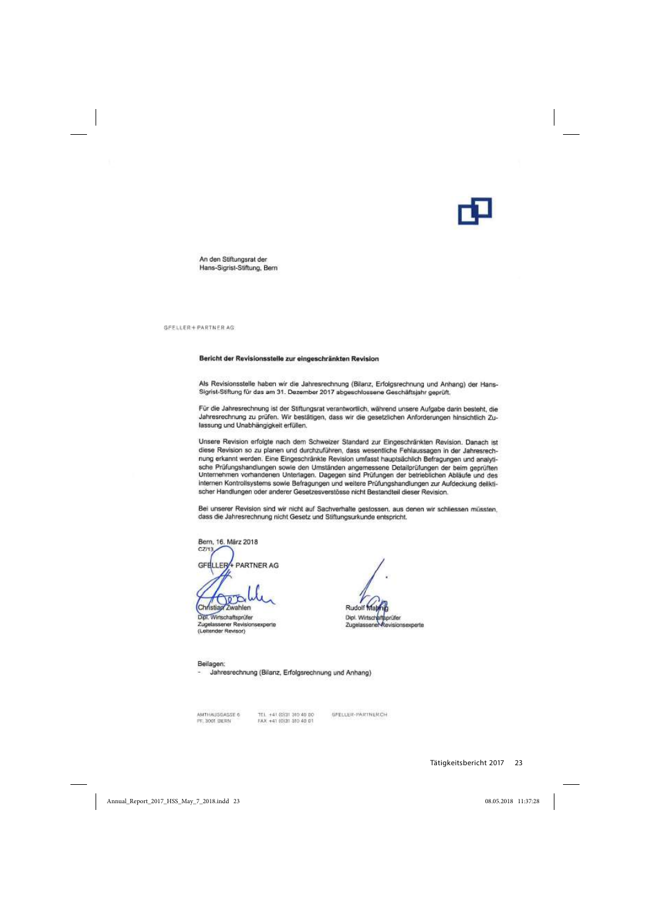An den Stiftungsrat der
Hans-Sigrist-Stiftung, Bern

GFELLER + PARTNER AG

**Bericht der Revisionsstelle zur eingeschränkten Revision**

Als Revisionsstelle haben wir die Jahresrechnung (Bilanz, Erfolgsrechnung und Anhang) der Hans-Sigrist-Stiftung für das am 31. Dezember 2017 abgeschlossene Geschäftsjahr geprüft.

Für die Jahresrechnung ist der Stiftungsrat verantwortlich, während unsere Aufgabe darin besteht, die Jahresrechnung zu prüfen. Wir bestätigen, dass wir die gesetzlichen Anforderungen hinsichtlich Zulassung und Unabhängigkeit erfüllen.

Unsere Revision erfolgte nach dem Schweizer Standard zur Eingeschränkten Revision. Danach ist diese Revision so zu planen und durchzuführen, dass wesentliche Fehlaussagen in der Jahresrechnung erkannt werden. Eine Eingeschränkte Revision umfasst hauptsächlich Befragungen und analytische Prüfungshandlungen sowie den Umständen angemessene Detailprüfungen der beim geprüften Unternehmen vorhandenen Unterlagen. Dagegen sind Prüfungen der betrieblichen Abläufe und des internen Kontrollsystems sowie Befragungen und weitere Prüfungshandlungen zur Aufdeckung deliktischer Handlungen oder anderer Gesetzesverstösse nicht Bestandteil dieser Revision.

Bei unserer Revision sind wir nicht auf Sachverhalte gestossen, aus denen wir schliessen müssten, dass die Jahresrechnung nicht Gesetz und Stiftungsurkunde entspricht.

Bern, 16. März 2018
CZ/13

GFELLER + PARTNER AG

Christian Zwahlen
Dipl. Wirtschaftsprüfer
Zugelassener Revisionsexperte
(Leitender Revisor)

Rudolf Mahnig
Dipl. Wirtschaftsprüfer
Zugelassener Revisionsexperte

Beilagen:

- Jahresrechnung (Bilanz, Erfolgsrechnung und Anhang)

AMTHAUSGASSE 6
PF, 3001 BERN

TEL +41 (0)31 310 40 00
FAX +41 (0)31 310 40 01

GFELLER-PARTNER.CH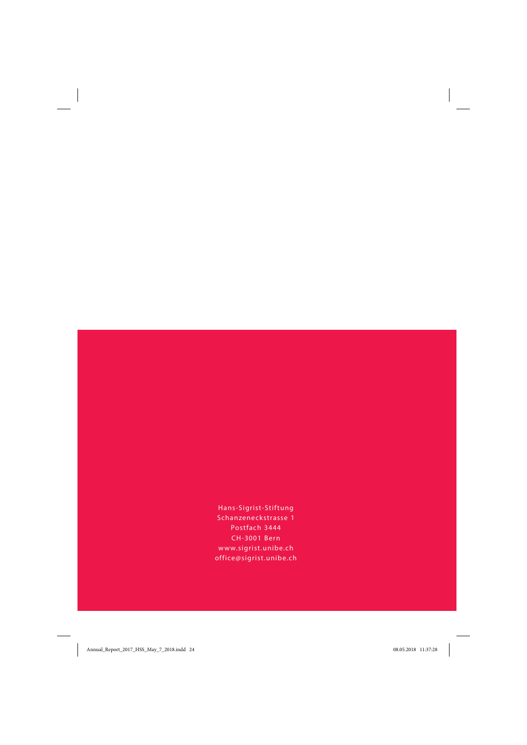Hans-Sigrist-Stiftung  
Schanzeneckstrasse 1  
Postfach 3444  
CH-3001 Bern  
www.sigrist.unibe.ch  
office@sigrist.unibe.ch